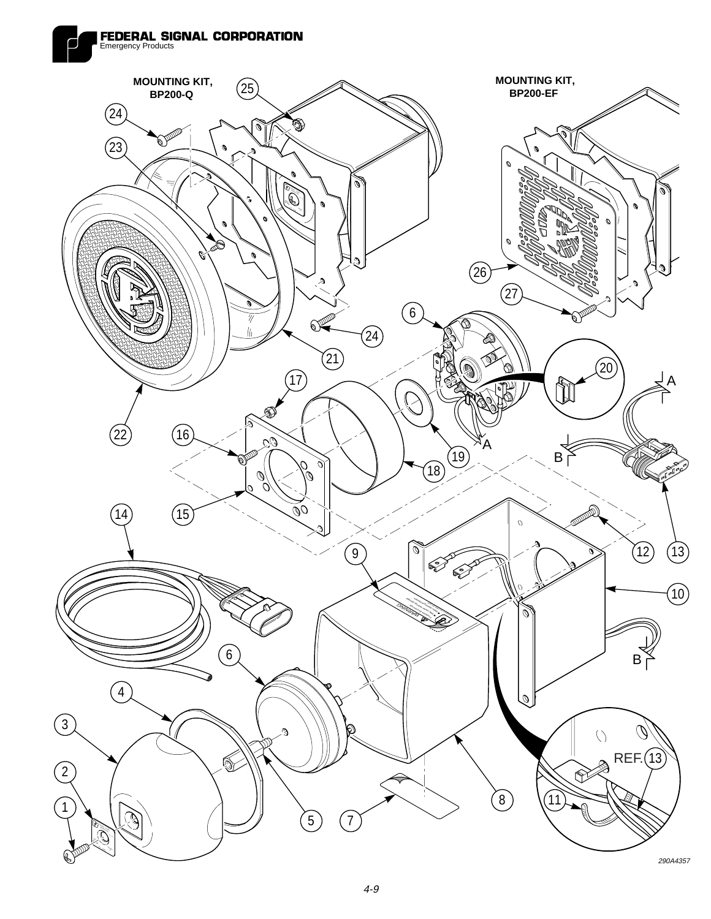FEDERAL SIGNAL CORPORATION
Emergency Products

MOUNTING KIT, BP200-Q

MOUNTING KIT, BP200-EF

290A4357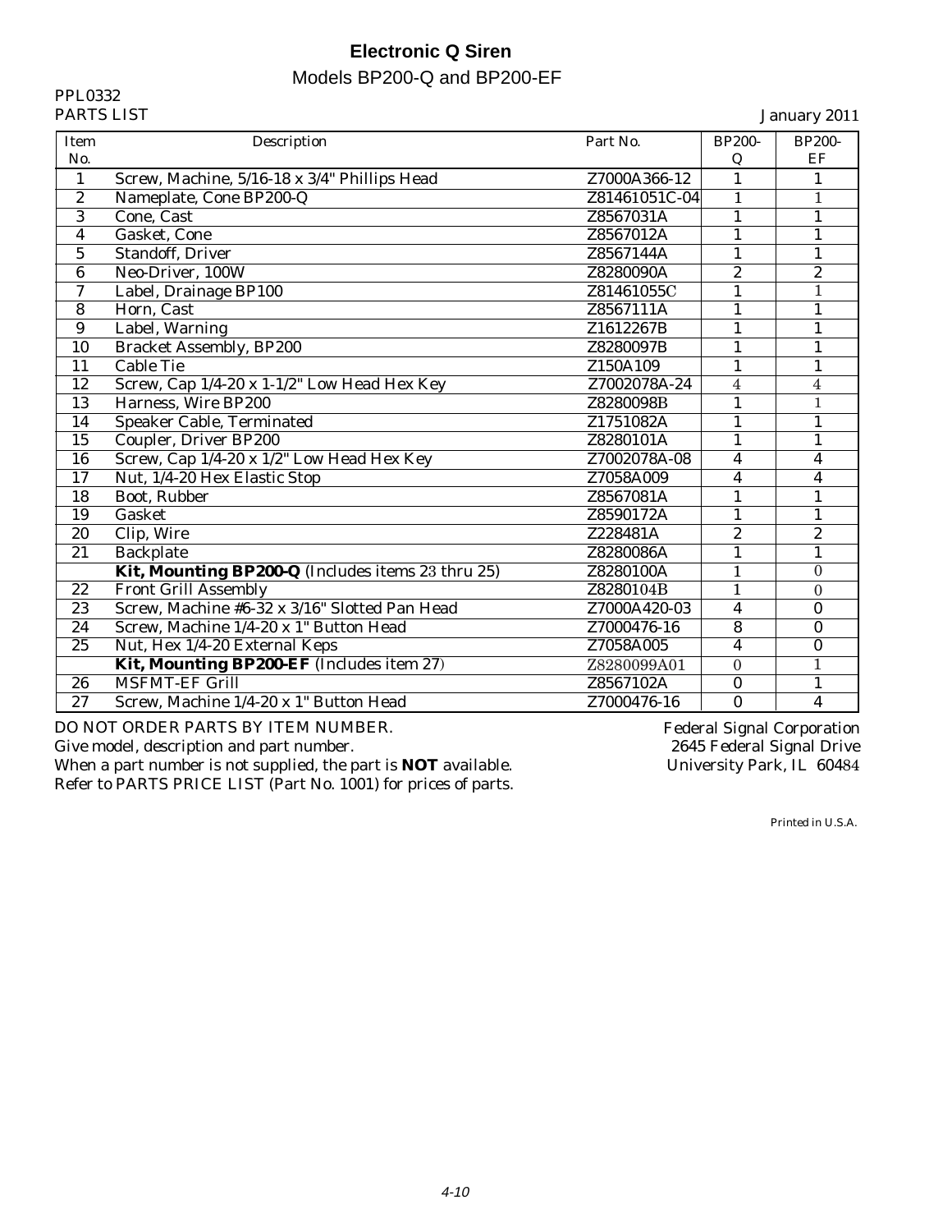# Electronic Q Siren

## Models BP200-Q and BP200-EF

PPL0332
PARTS LIST

January 2011

| Item No. | Description | Part No. | BP200-Q | BP200-EF |
|---|---|---|---|---|
| 1 | Screw, Machine, 5/16-18 x 3/4" Phillips Head | Z7000A366-12 | 1 | 1 |
| 2 | Nameplate, Cone BP200-Q | Z81461051C-04 | 1 | 1 |
| 3 | Cone, Cast | Z8567031A | 1 | 1 |
| 4 | Gasket, Cone | Z8567012A | 1 | 1 |
| 5 | Standoff, Driver | Z8567144A | 1 | 1 |
| 6 | Neo-Driver, 100W | Z8280090A | 2 | 2 |
| 7 | Label, Drainage BP100 | Z81461055C | 1 | 1 |
| 8 | Horn, Cast | Z8567111A | 1 | 1 |
| 9 | Label, Warning | Z1612267B | 1 | 1 |
| 10 | Bracket Assembly, BP200 | Z8280097B | 1 | 1 |
| 11 | Cable Tie | Z150A109 | 1 | 1 |
| 12 | Screw, Cap 1/4-20 x 1-1/2" Low Head Hex Key | Z7002078A-24 | 4 | 4 |
| 13 | Harness, Wire BP200 | Z8280098B | 1 | 1 |
| 14 | Speaker Cable, Terminated | Z1751082A | 1 | 1 |
| 15 | Coupler, Driver BP200 | Z8280101A | 1 | 1 |
| 16 | Screw, Cap 1/4-20 x 1/2" Low Head Hex Key | Z7002078A-08 | 4 | 4 |
| 17 | Nut, 1/4-20 Hex Elastic Stop | Z7058A009 | 4 | 4 |
| 18 | Boot, Rubber | Z8567081A | 1 | 1 |
| 19 | Gasket | Z8590172A | 1 | 1 |
| 20 | Clip, Wire | Z228481A | 2 | 2 |
| 21 | Backplate | Z8280086A | 1 | 1 |
| | **Kit, Mounting BP200-Q** (Includes items 23 thru 25) | Z8280100A | 1 | 0 |
| 22 | Front Grill Assembly | Z8280104B | 1 | 0 |
| 23 | Screw, Machine #6-32 x 3/16" Slotted Pan Head | Z7000A420-03 | 4 | 0 |
| 24 | Screw, Machine 1/4-20 x 1" Button Head | Z7000476-16 | 8 | 0 |
| 25 | Nut, Hex 1/4-20 External Keps | Z7058A005 | 4 | 0 |
| | **Kit, Mounting BP200-EF** (Includes item 27) | Z8280099A01 | 0 | 1 |
| 26 | MSFMT-EF Grill | Z8567102A | 0 | 1 |
| 27 | Screw, Machine 1/4-20 x 1" Button Head | Z7000476-16 | 0 | 4 |

DO NOT ORDER PARTS BY ITEM NUMBER.
Give model, description and part number.
When a part number is not supplied, the part is **NOT** available.
Refer to PARTS PRICE LIST (Part No. 1001) for prices of parts.

Federal Signal Corporation
2645 Federal Signal Drive
University Park, IL 60484

Printed in U.S.A.